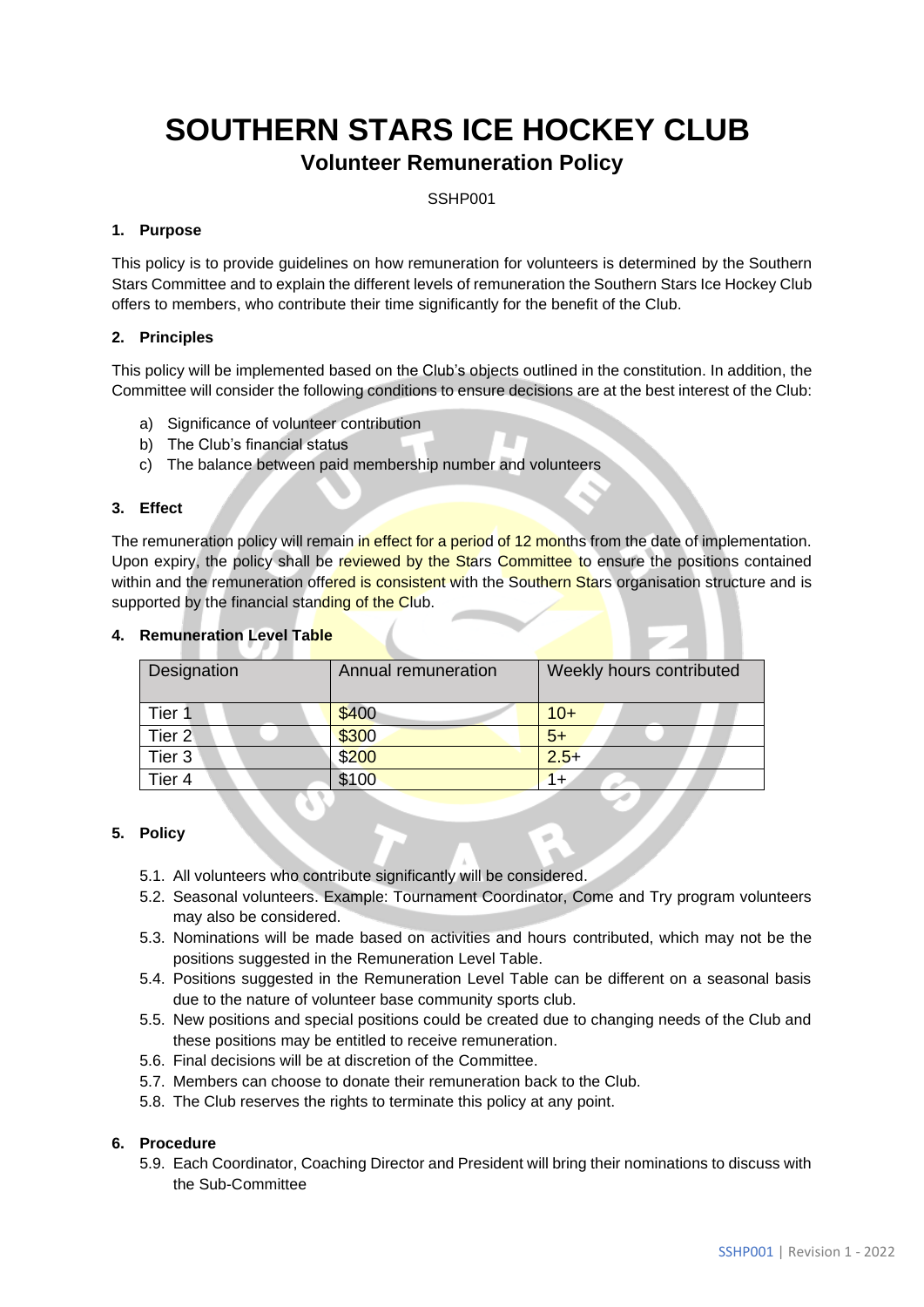# SOUTHERN STARS ICE HOCKEY CLUB

## Volunteer Remuneration Policy

SSHP001

### 1. Purpose

This policy is to provide guidelines on how remuneration for volunteers is determined by the Southern Stars Committee and to explain the different levels of remuneration the Southern Stars Ice Hockey Club offers to members, who contribute their time significantly for the benefit of the Club.

### 2. Principles

This policy will be implemented based on the Club's objects outlined in the constitution. In addition, the Committee will consider the following conditions to ensure decisions are at the best interest of the Club:

a) Significance of volunteer contribution
b) The Club's financial status
c) The balance between paid membership number and volunteers

### 3. Effect

The remuneration policy will remain in effect for a period of 12 months from the date of implementation. Upon expiry, the policy shall be reviewed by the Stars Committee to ensure the positions contained within and the remuneration offered is consistent with the Southern Stars organisation structure and is supported by the financial standing of the Club.

### 4. Remuneration Level Table

| Designation | Annual remuneration | Weekly hours contributed |
|---|---|---|
| Tier 1 | $400 | 10+ |
| Tier 2 | $300 | 5+ |
| Tier 3 | $200 | 2.5+ |
| Tier 4 | $100 | 1+ |

### 5. Policy

5.1. All volunteers who contribute significantly will be considered.
5.2. Seasonal volunteers. Example: Tournament Coordinator, Come and Try program volunteers may also be considered.
5.3. Nominations will be made based on activities and hours contributed, which may not be the positions suggested in the Remuneration Level Table.
5.4. Positions suggested in the Remuneration Level Table can be different on a seasonal basis due to the nature of volunteer base community sports club.
5.5. New positions and special positions could be created due to changing needs of the Club and these positions may be entitled to receive remuneration.
5.6. Final decisions will be at discretion of the Committee.
5.7. Members can choose to donate their remuneration back to the Club.
5.8. The Club reserves the rights to terminate this policy at any point.

### 6. Procedure

5.9. Each Coordinator, Coaching Director and President will bring their nominations to discuss with the Sub-Committee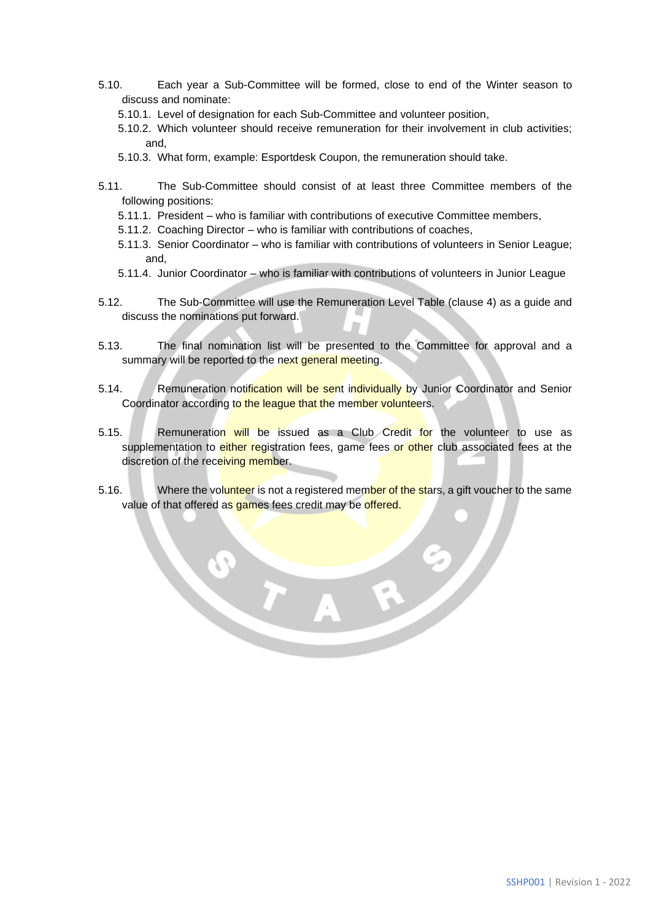5.10. Each year a Sub-Committee will be formed, close to end of the Winter season to discuss and nominate:

- 5.10.1. Level of designation for each Sub-Committee and volunteer position,
- 5.10.2. Which volunteer should receive remuneration for their involvement in club activities; and,
- 5.10.3. What form, example: Esportdesk Coupon, the remuneration should take.

5.11. The Sub-Committee should consist of at least three Committee members of the following positions:

- 5.11.1. President – who is familiar with contributions of executive Committee members,
- 5.11.2. Coaching Director – who is familiar with contributions of coaches,
- 5.11.3. Senior Coordinator – who is familiar with contributions of volunteers in Senior League; and,
- 5.11.4. Junior Coordinator – who is familiar with contributions of volunteers in Junior League

5.12. The Sub-Committee will use the Remuneration Level Table (clause 4) as a guide and discuss the nominations put forward.

5.13. The final nomination list will be presented to the Committee for approval and a summary will be reported to the next general meeting.

5.14. Remuneration notification will be sent individually by Junior Coordinator and Senior Coordinator according to the league that the member volunteers.

5.15. Remuneration will be issued as a Club Credit for the volunteer to use as supplementation to either registration fees, game fees or other club associated fees at the discretion of the receiving member.

5.16. Where the volunteer is not a registered member of the stars, a gift voucher to the same value of that offered as games fees credit may be offered.